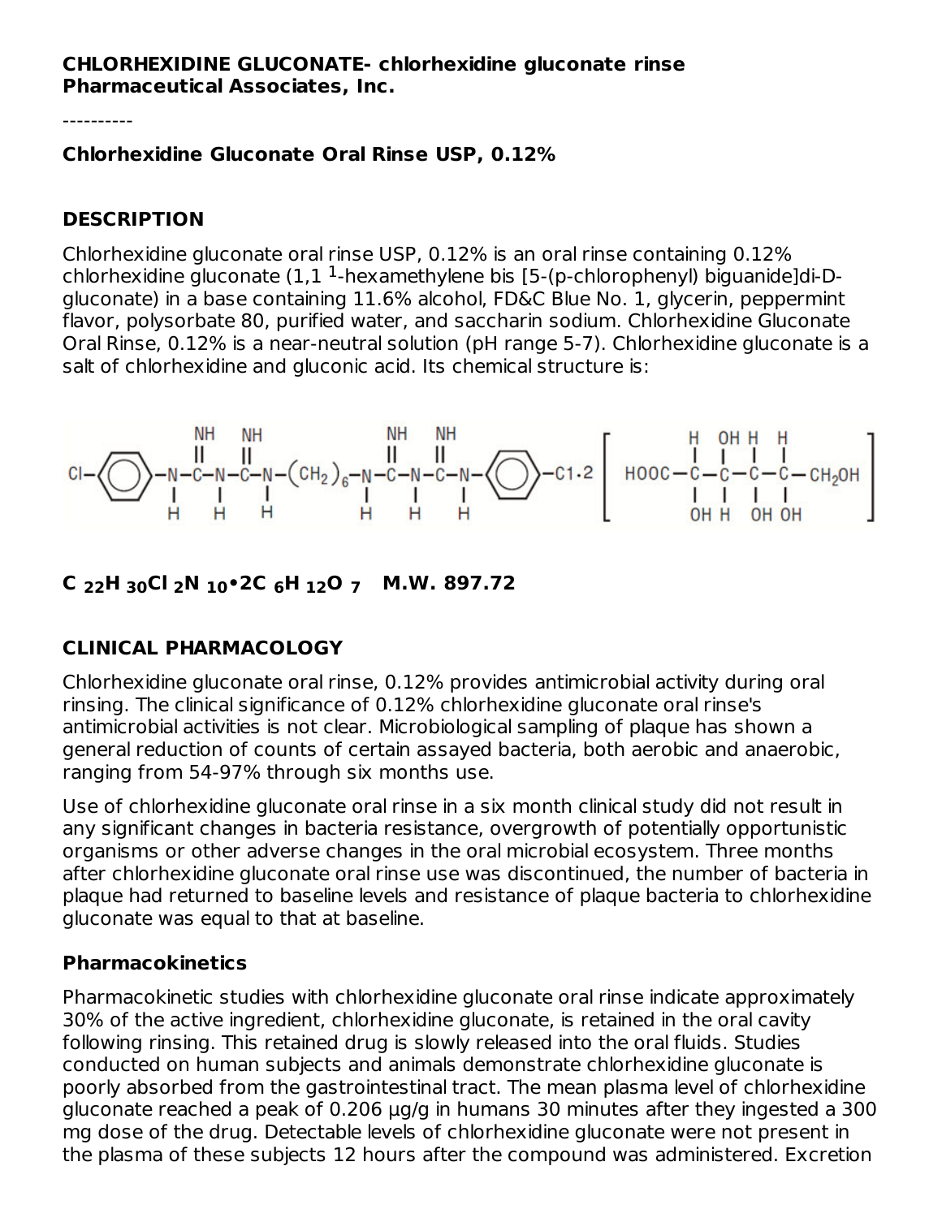**CHLORHEXIDINE GLUCONATE- chlorhexidine gluconate rinse**
**Pharmaceutical Associates, Inc.**

----------

**Chlorhexidine Gluconate Oral Rinse USP, 0.12%**

## DESCRIPTION

Chlorhexidine gluconate oral rinse USP, 0.12% is an oral rinse containing 0.12% chlorhexidine gluconate (1,1 [1]-hexamethylene bis [5-(p-chlorophenyl) biguanide]di-D-gluconate) in a base containing 11.6% alcohol, FD&C Blue No. 1, glycerin, peppermint flavor, polysorbate 80, purified water, and saccharin sodium. Chlorhexidine Gluconate Oral Rinse, 0.12% is a near-neutral solution (pH range 5-7). Chlorhexidine gluconate is a salt of chlorhexidine and gluconic acid. Its chemical structure is:

**$C_{22}H_{30}Cl_2N_{10}$•$2C_6H_{12}O_7$ M.W. 897.72**

## CLINICAL PHARMACOLOGY

Chlorhexidine gluconate oral rinse, 0.12% provides antimicrobial activity during oral rinsing. The clinical significance of 0.12% chlorhexidine gluconate oral rinse's antimicrobial activities is not clear. Microbiological sampling of plaque has shown a general reduction of counts of certain assayed bacteria, both aerobic and anaerobic, ranging from 54-97% through six months use.

Use of chlorhexidine gluconate oral rinse in a six month clinical study did not result in any significant changes in bacteria resistance, overgrowth of potentially opportunistic organisms or other adverse changes in the oral microbial ecosystem. Three months after chlorhexidine gluconate oral rinse use was discontinued, the number of bacteria in plaque had returned to baseline levels and resistance of plaque bacteria to chlorhexidine gluconate was equal to that at baseline.

### Pharmacokinetics

Pharmacokinetic studies with chlorhexidine gluconate oral rinse indicate approximately 30% of the active ingredient, chlorhexidine gluconate, is retained in the oral cavity following rinsing. This retained drug is slowly released into the oral fluids. Studies conducted on human subjects and animals demonstrate chlorhexidine gluconate is poorly absorbed from the gastrointestinal tract. The mean plasma level of chlorhexidine gluconate reached a peak of 0.206 µg/g in humans 30 minutes after they ingested a 300 mg dose of the drug. Detectable levels of chlorhexidine gluconate were not present in the plasma of these subjects 12 hours after the compound was administered. Excretion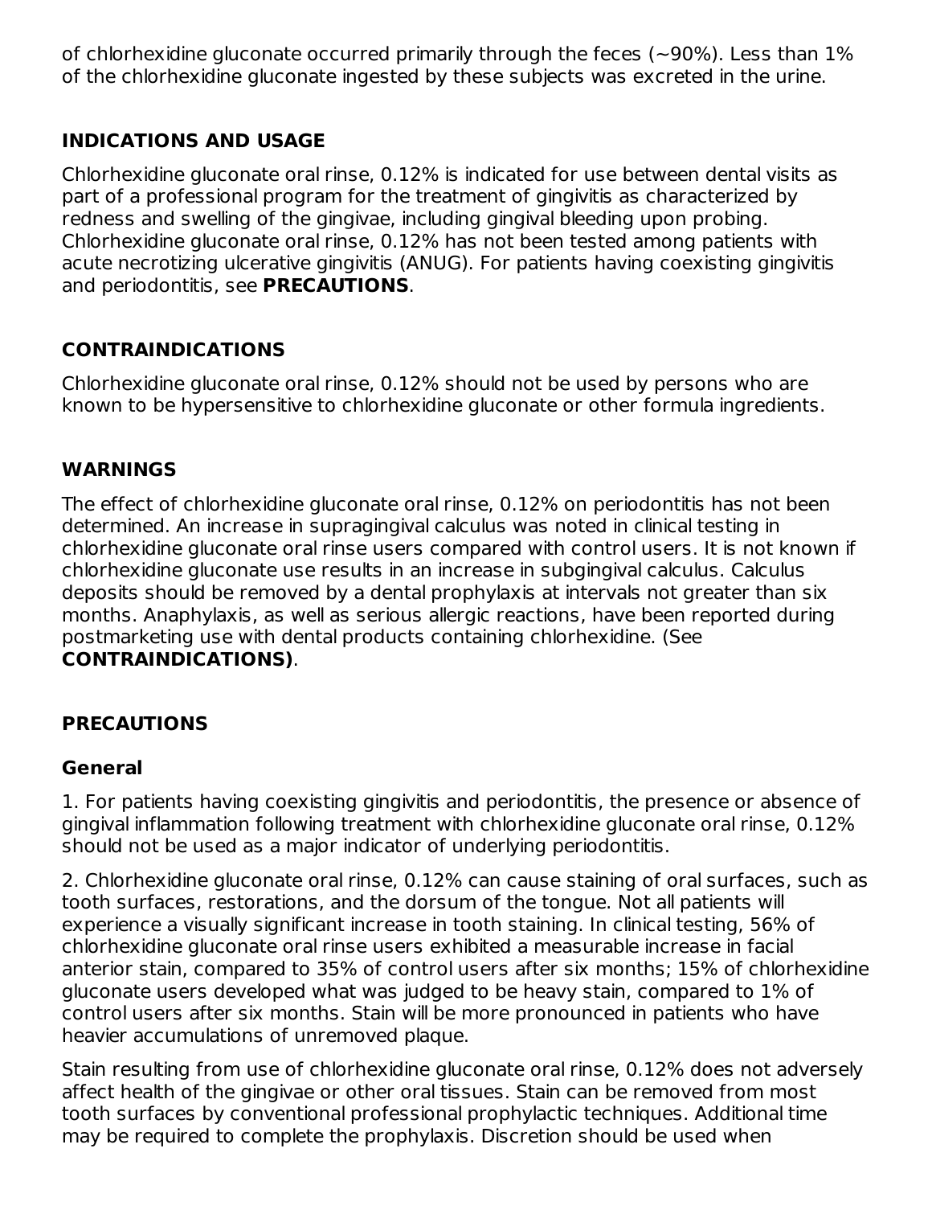of chlorhexidine gluconate occurred primarily through the feces (~90%). Less than 1% of the chlorhexidine gluconate ingested by these subjects was excreted in the urine.

## INDICATIONS AND USAGE

Chlorhexidine gluconate oral rinse, 0.12% is indicated for use between dental visits as part of a professional program for the treatment of gingivitis as characterized by redness and swelling of the gingivae, including gingival bleeding upon probing. Chlorhexidine gluconate oral rinse, 0.12% has not been tested among patients with acute necrotizing ulcerative gingivitis (ANUG). For patients having coexisting gingivitis and periodontitis, see **PRECAUTIONS**.

## CONTRAINDICATIONS

Chlorhexidine gluconate oral rinse, 0.12% should not be used by persons who are known to be hypersensitive to chlorhexidine gluconate or other formula ingredients.

## WARNINGS

The effect of chlorhexidine gluconate oral rinse, 0.12% on periodontitis has not been determined. An increase in supragingival calculus was noted in clinical testing in chlorhexidine gluconate oral rinse users compared with control users. It is not known if chlorhexidine gluconate use results in an increase in subgingival calculus. Calculus deposits should be removed by a dental prophylaxis at intervals not greater than six months. Anaphylaxis, as well as serious allergic reactions, have been reported during postmarketing use with dental products containing chlorhexidine. (See **CONTRAINDICATIONS)**.

## PRECAUTIONS

### General

1. For patients having coexisting gingivitis and periodontitis, the presence or absence of gingival inflammation following treatment with chlorhexidine gluconate oral rinse, 0.12% should not be used as a major indicator of underlying periodontitis.

2. Chlorhexidine gluconate oral rinse, 0.12% can cause staining of oral surfaces, such as tooth surfaces, restorations, and the dorsum of the tongue. Not all patients will experience a visually significant increase in tooth staining. In clinical testing, 56% of chlorhexidine gluconate oral rinse users exhibited a measurable increase in facial anterior stain, compared to 35% of control users after six months; 15% of chlorhexidine gluconate users developed what was judged to be heavy stain, compared to 1% of control users after six months. Stain will be more pronounced in patients who have heavier accumulations of unremoved plaque.

Stain resulting from use of chlorhexidine gluconate oral rinse, 0.12% does not adversely affect health of the gingivae or other oral tissues. Stain can be removed from most tooth surfaces by conventional professional prophylactic techniques. Additional time may be required to complete the prophylaxis. Discretion should be used when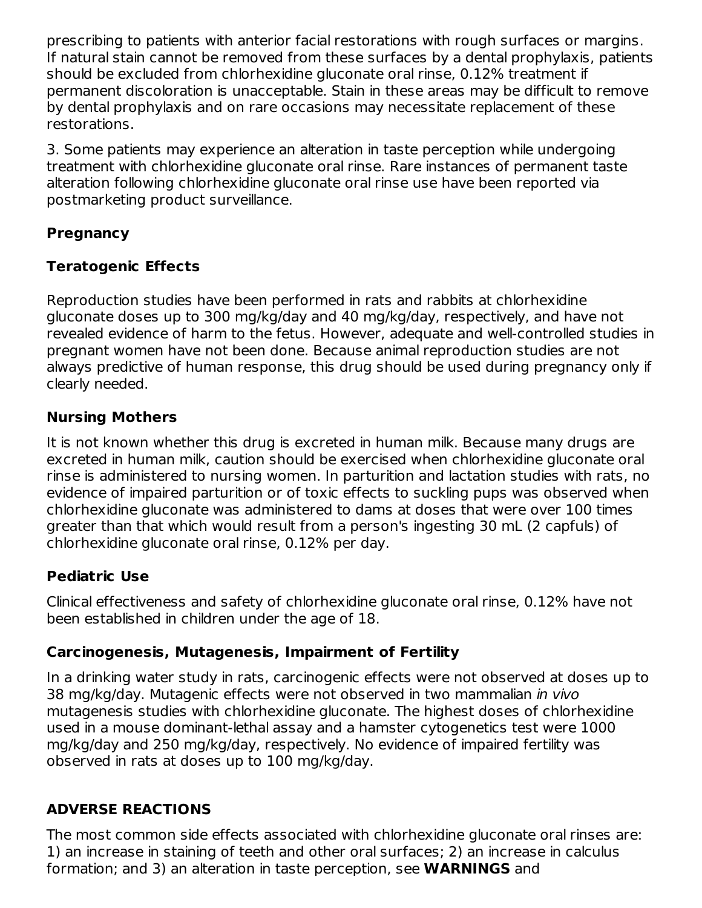prescribing to patients with anterior facial restorations with rough surfaces or margins. If natural stain cannot be removed from these surfaces by a dental prophylaxis, patients should be excluded from chlorhexidine gluconate oral rinse, 0.12% treatment if permanent discoloration is unacceptable. Stain in these areas may be difficult to remove by dental prophylaxis and on rare occasions may necessitate replacement of these restorations.

3. Some patients may experience an alteration in taste perception while undergoing treatment with chlorhexidine gluconate oral rinse. Rare instances of permanent taste alteration following chlorhexidine gluconate oral rinse use have been reported via postmarketing product surveillance.

## Pregnancy

## Teratogenic Effects

Reproduction studies have been performed in rats and rabbits at chlorhexidine gluconate doses up to 300 mg/kg/day and 40 mg/kg/day, respectively, and have not revealed evidence of harm to the fetus. However, adequate and well-controlled studies in pregnant women have not been done. Because animal reproduction studies are not always predictive of human response, this drug should be used during pregnancy only if clearly needed.

## Nursing Mothers

It is not known whether this drug is excreted in human milk. Because many drugs are excreted in human milk, caution should be exercised when chlorhexidine gluconate oral rinse is administered to nursing women. In parturition and lactation studies with rats, no evidence of impaired parturition or of toxic effects to suckling pups was observed when chlorhexidine gluconate was administered to dams at doses that were over 100 times greater than that which would result from a person's ingesting 30 mL (2 capfuls) of chlorhexidine gluconate oral rinse, 0.12% per day.

## Pediatric Use

Clinical effectiveness and safety of chlorhexidine gluconate oral rinse, 0.12% have not been established in children under the age of 18.

## Carcinogenesis, Mutagenesis, Impairment of Fertility

In a drinking water study in rats, carcinogenic effects were not observed at doses up to 38 mg/kg/day. Mutagenic effects were not observed in two mammalian *in vivo* mutagenesis studies with chlorhexidine gluconate. The highest doses of chlorhexidine used in a mouse dominant-lethal assay and a hamster cytogenetics test were 1000 mg/kg/day and 250 mg/kg/day, respectively. No evidence of impaired fertility was observed in rats at doses up to 100 mg/kg/day.

## ADVERSE REACTIONS

The most common side effects associated with chlorhexidine gluconate oral rinses are: 1) an increase in staining of teeth and other oral surfaces; 2) an increase in calculus formation; and 3) an alteration in taste perception, see **WARNINGS** and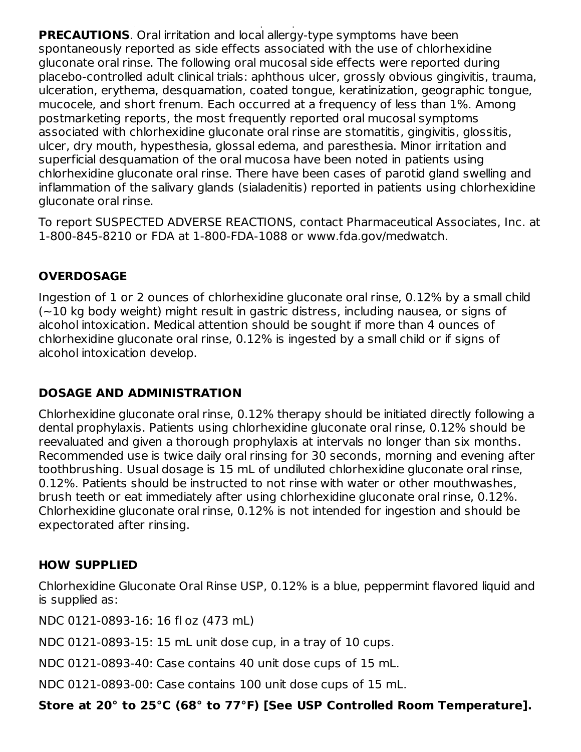**PRECAUTIONS**. Oral irritation and local allergy-type symptoms have been spontaneously reported as side effects associated with the use of chlorhexidine gluconate oral rinse. The following oral mucosal side effects were reported during placebo-controlled adult clinical trials: aphthous ulcer, grossly obvious gingivitis, trauma, ulceration, erythema, desquamation, coated tongue, keratinization, geographic tongue, mucocele, and short frenum. Each occurred at a frequency of less than 1%. Among postmarketing reports, the most frequently reported oral mucosal symptoms associated with chlorhexidine gluconate oral rinse are stomatitis, gingivitis, glossitis, ulcer, dry mouth, hypesthesia, glossal edema, and paresthesia. Minor irritation and superficial desquamation of the oral mucosa have been noted in patients using chlorhexidine gluconate oral rinse. There have been cases of parotid gland swelling and inflammation of the salivary glands (sialadenitis) reported in patients using chlorhexidine gluconate oral rinse.

To report SUSPECTED ADVERSE REACTIONS, contact Pharmaceutical Associates, Inc. at 1-800-845-8210 or FDA at 1-800-FDA-1088 or www.fda.gov/medwatch.

## OVERDOSAGE

Ingestion of 1 or 2 ounces of chlorhexidine gluconate oral rinse, 0.12% by a small child (~10 kg body weight) might result in gastric distress, including nausea, or signs of alcohol intoxication. Medical attention should be sought if more than 4 ounces of chlorhexidine gluconate oral rinse, 0.12% is ingested by a small child or if signs of alcohol intoxication develop.

## DOSAGE AND ADMINISTRATION

Chlorhexidine gluconate oral rinse, 0.12% therapy should be initiated directly following a dental prophylaxis. Patients using chlorhexidine gluconate oral rinse, 0.12% should be reevaluated and given a thorough prophylaxis at intervals no longer than six months. Recommended use is twice daily oral rinsing for 30 seconds, morning and evening after toothbrushing. Usual dosage is 15 mL of undiluted chlorhexidine gluconate oral rinse, 0.12%. Patients should be instructed to not rinse with water or other mouthwashes, brush teeth or eat immediately after using chlorhexidine gluconate oral rinse, 0.12%. Chlorhexidine gluconate oral rinse, 0.12% is not intended for ingestion and should be expectorated after rinsing.

## HOW SUPPLIED

Chlorhexidine Gluconate Oral Rinse USP, 0.12% is a blue, peppermint flavored liquid and is supplied as:

NDC 0121-0893-16: 16 fl oz (473 mL)

NDC 0121-0893-15: 15 mL unit dose cup, in a tray of 10 cups.

NDC 0121-0893-40: Case contains 40 unit dose cups of 15 mL.

NDC 0121-0893-00: Case contains 100 unit dose cups of 15 mL.

**Store at 20° to 25°C (68° to 77°F) [See USP Controlled Room Temperature].**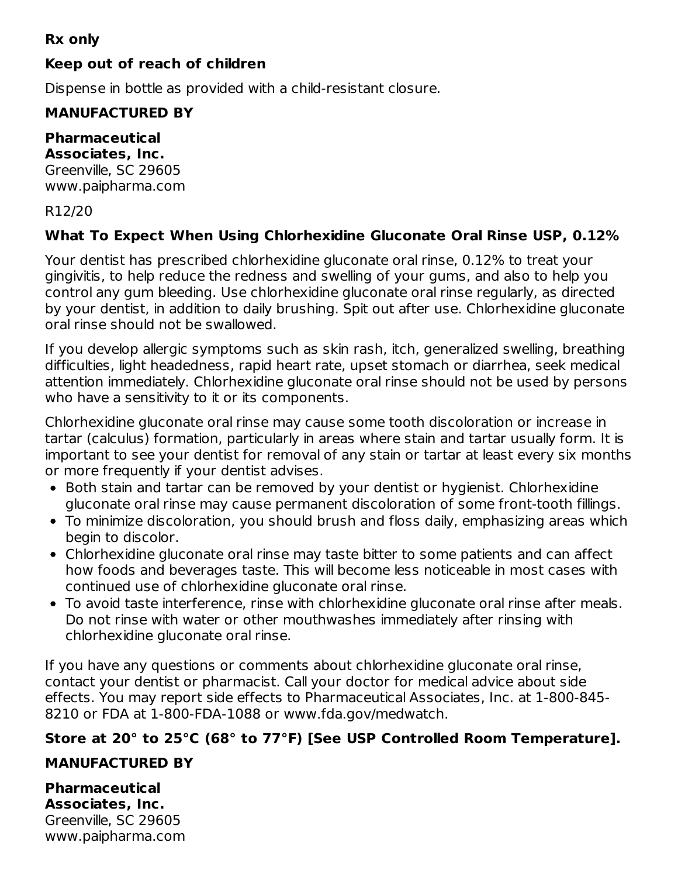**Rx only**

**Keep out of reach of children**

Dispense in bottle as provided with a child-resistant closure.

**MANUFACTURED BY**

**Pharmaceutical Associates, Inc.**
Greenville, SC 29605
www.paipharma.com

R12/20

### What To Expect When Using Chlorhexidine Gluconate Oral Rinse USP, 0.12%

Your dentist has prescribed chlorhexidine gluconate oral rinse, 0.12% to treat your gingivitis, to help reduce the redness and swelling of your gums, and also to help you control any gum bleeding. Use chlorhexidine gluconate oral rinse regularly, as directed by your dentist, in addition to daily brushing. Spit out after use. Chlorhexidine gluconate oral rinse should not be swallowed.

If you develop allergic symptoms such as skin rash, itch, generalized swelling, breathing difficulties, light headedness, rapid heart rate, upset stomach or diarrhea, seek medical attention immediately. Chlorhexidine gluconate oral rinse should not be used by persons who have a sensitivity to it or its components.

Chlorhexidine gluconate oral rinse may cause some tooth discoloration or increase in tartar (calculus) formation, particularly in areas where stain and tartar usually form. It is important to see your dentist for removal of any stain or tartar at least every six months or more frequently if your dentist advises.

- Both stain and tartar can be removed by your dentist or hygienist. Chlorhexidine gluconate oral rinse may cause permanent discoloration of some front-tooth fillings.
- To minimize discoloration, you should brush and floss daily, emphasizing areas which begin to discolor.
- Chlorhexidine gluconate oral rinse may taste bitter to some patients and can affect how foods and beverages taste. This will become less noticeable in most cases with continued use of chlorhexidine gluconate oral rinse.
- To avoid taste interference, rinse with chlorhexidine gluconate oral rinse after meals. Do not rinse with water or other mouthwashes immediately after rinsing with chlorhexidine gluconate oral rinse.

If you have any questions or comments about chlorhexidine gluconate oral rinse, contact your dentist or pharmacist. Call your doctor for medical advice about side effects. You may report side effects to Pharmaceutical Associates, Inc. at 1-800-845-8210 or FDA at 1-800-FDA-1088 or www.fda.gov/medwatch.

**Store at 20° to 25°C (68° to 77°F) [See USP Controlled Room Temperature].**

**MANUFACTURED BY**

**Pharmaceutical Associates, Inc.**
Greenville, SC 29605
www.paipharma.com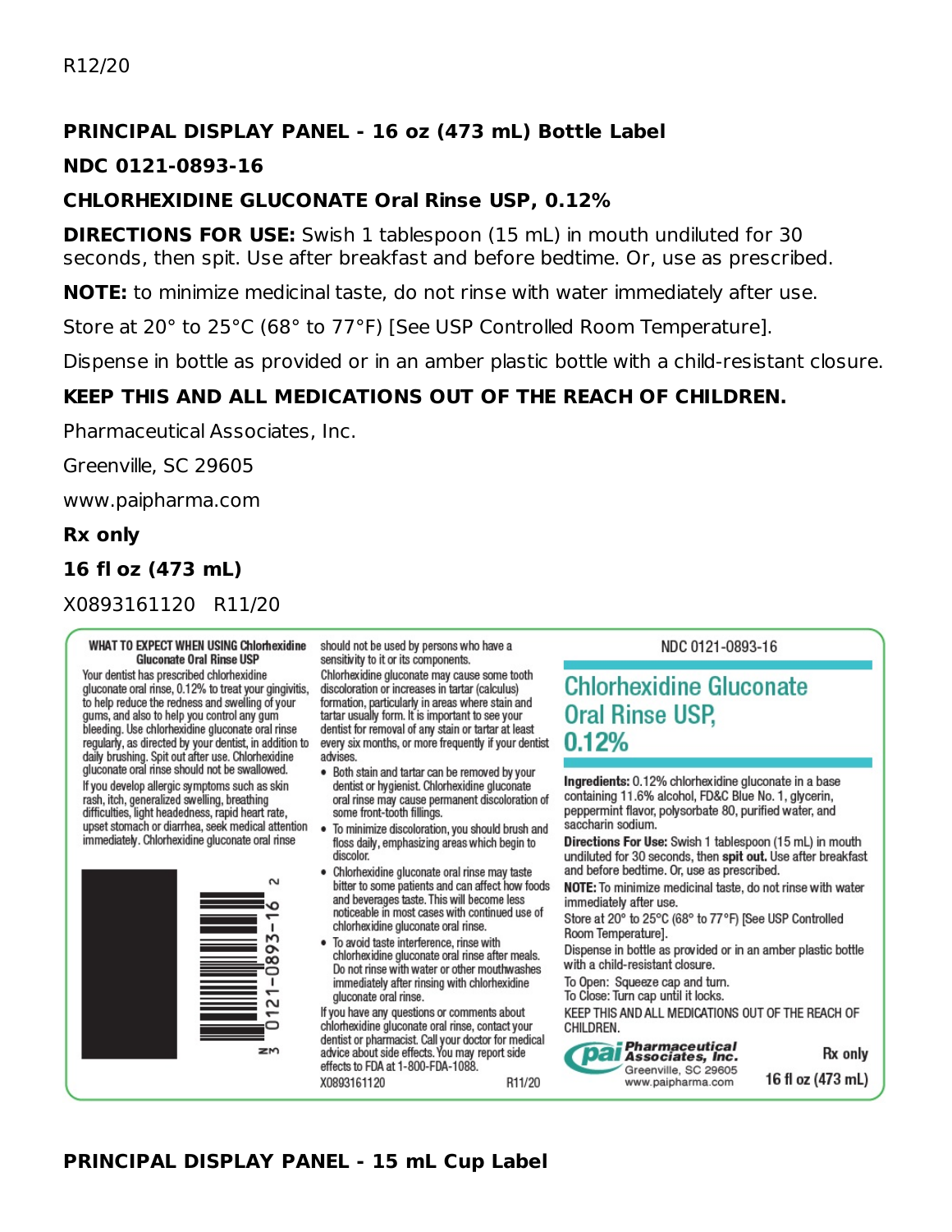R12/20

**PRINCIPAL DISPLAY PANEL - 16 oz (473 mL) Bottle Label**

**NDC 0121-0893-16**

**CHLORHEXIDINE GLUCONATE Oral Rinse USP, 0.12%**

**DIRECTIONS FOR USE:** Swish 1 tablespoon (15 mL) in mouth undiluted for 30 seconds, then spit. Use after breakfast and before bedtime. Or, use as prescribed.

**NOTE:** to minimize medicinal taste, do not rinse with water immediately after use.

Store at 20° to 25°C (68° to 77°F) [See USP Controlled Room Temperature].

Dispense in bottle as provided or in an amber plastic bottle with a child-resistant closure.

**KEEP THIS AND ALL MEDICATIONS OUT OF THE REACH OF CHILDREN.**

Pharmaceutical Associates, Inc.

Greenville, SC 29605

www.paipharma.com

**Rx only**

**16 fl oz (473 mL)**

X0893161120 R11/20

**WHAT TO EXPECT WHEN USING Chlorhexidine Gluconate Oral Rinse USP**

Your dentist has prescribed chlorhexidine gluconate oral rinse, 0.12% to treat your gingivitis, to help reduce the redness and swelling of your gums, and also to help you control any gum bleeding. Use chlorhexidine gluconate oral rinse regularly, as directed by your dentist, in addition to daily brushing. Spit out after use. Chlorhexidine gluconate oral rinse should not be swallowed.

If you develop allergic symptoms such as skin rash, itch, generalized swelling, breathing difficulties, light headedness, rapid heart rate, upset stomach or diarrhea, seek medical attention immediately. Chlorhexidine gluconate oral rinse should not be used by persons who have a sensitivity to it or its components.

Chlorhexidine gluconate may cause some tooth discoloration or increases in tartar (calculus) formation, particularly in areas where stain and tartar usually form. It is important to see your dentist for removal of any stain or tartar at least every six months, or more frequently if your dentist advises.

- Both stain and tartar can be removed by your dentist or hygienist. Chlorhexidine gluconate oral rinse may cause permanent discoloration of some front-tooth fillings.
- To minimize discoloration, you should brush and floss daily, emphasizing areas which begin to discolor.
- Chlorhexidine gluconate oral rinse may taste bitter to some patients and can affect how foods and beverages taste. This will become less noticeable in most cases with continued use of chlorhexidine gluconate oral rinse.
- To avoid taste interference, rinse with chlorhexidine gluconate oral rinse after meals. Do not rinse with water or other mouthwashes immediately after rinsing with chlorhexidine gluconate oral rinse.

If you have any questions or comments about chlorhexidine gluconate oral rinse, contact your dentist or pharmacist. Call your doctor for medical advice about side effects. You may report side effects to FDA at 1-800-FDA-1088.

N 3 0121-0893-16 2

X0893161120 R11/20

NDC 0121-0893-16

**Chlorhexidine Gluconate Oral Rinse USP, 0.12%**

**Ingredients:** 0.12% chlorhexidine gluconate in a base containing 11.6% alcohol, FD&C Blue No. 1, glycerin, peppermint flavor, polysorbate 80, purified water, and saccharin sodium.

**Directions For Use:** Swish 1 tablespoon (15 mL) in mouth undiluted for 30 seconds, then **spit out.** Use after breakfast and before bedtime. Or, use as prescribed.

**NOTE:** To minimize medicinal taste, do not rinse with water immediately after use.

Store at 20° to 25°C (68° to 77°F) [See USP Controlled Room Temperature].

Dispense in bottle as provided or in an amber plastic bottle with a child-resistant closure.

To Open: Squeeze cap and turn.
To Close: Turn cap until it locks.

KEEP THIS AND ALL MEDICATIONS OUT OF THE REACH OF CHILDREN.

pai Pharmaceutical Associates, Inc.
Greenville, SC 29605
www.paipharma.com

Rx only

16 fl oz (473 mL)

**PRINCIPAL DISPLAY PANEL - 15 mL Cup Label**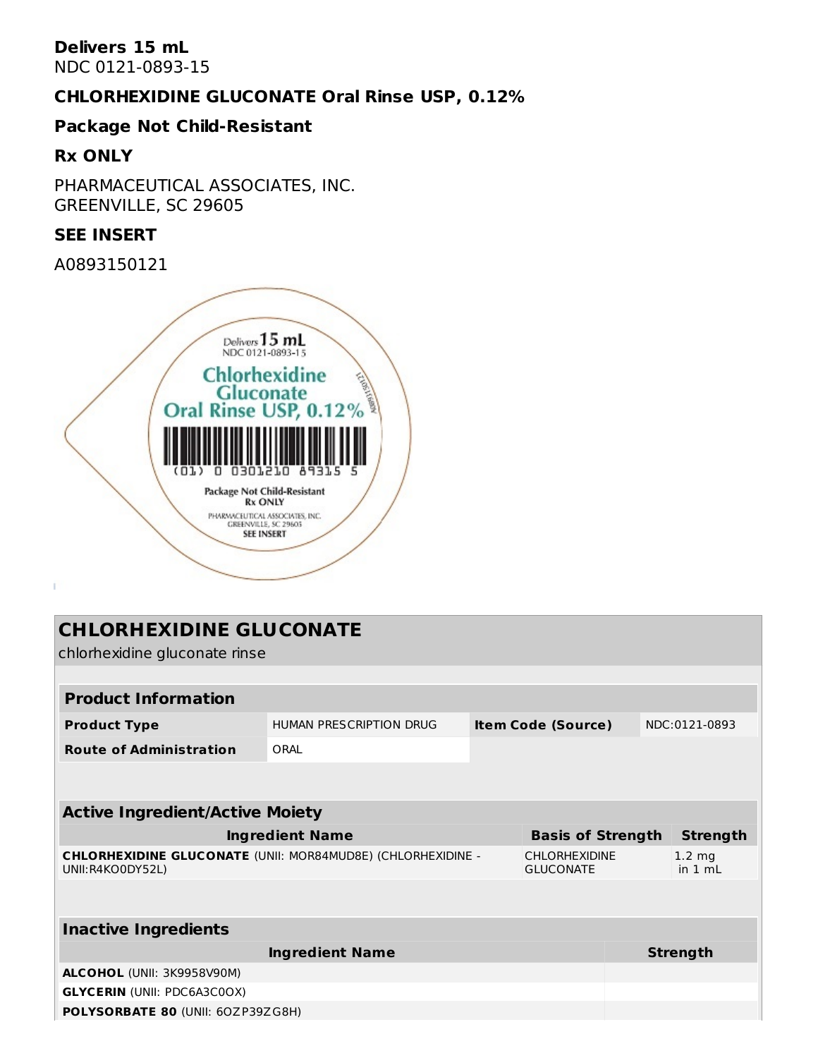**Delivers 15 mL**
NDC 0121-0893-15

**CHLORHEXIDINE GLUCONATE Oral Rinse USP, 0.12%**

**Package Not Child-Resistant**

**Rx ONLY**

PHARMACEUTICAL ASSOCIATES, INC.
GREENVILLE, SC 29605

**SEE INSERT**

A0893150121

## CHLORHEXIDINE GLUCONATE

chlorhexidine gluconate rinse

| **Product Information** | | | |
|---|---|---|---|
| **Product Type** | HUMAN PRESCRIPTION DRUG | **Item Code (Source)** | NDC:0121-0893 |
| **Route of Administration** | ORAL | | |

| **Active Ingredient/Active Moiety** | | |
|---|---|---|
| **Ingredient Name** | **Basis of Strength** | **Strength** |
| **CHLORHEXIDINE GLUCONATE** (UNII: MOR84MUD8E) (CHLORHEXIDINE - UNII:R4KO0DY52L) | CHLORHEXIDINE GLUCONATE | 1.2 mg in 1 mL |

| **Inactive Ingredients** | |
|---|---|
| **Ingredient Name** | **Strength** |
| **ALCOHOL** (UNII: 3K9958V90M) | |
| **GLYCERIN** (UNII: PDC6A3C0OX) | |
| **POLYSORBATE 80** (UNII: 6OZP39ZG8H) | |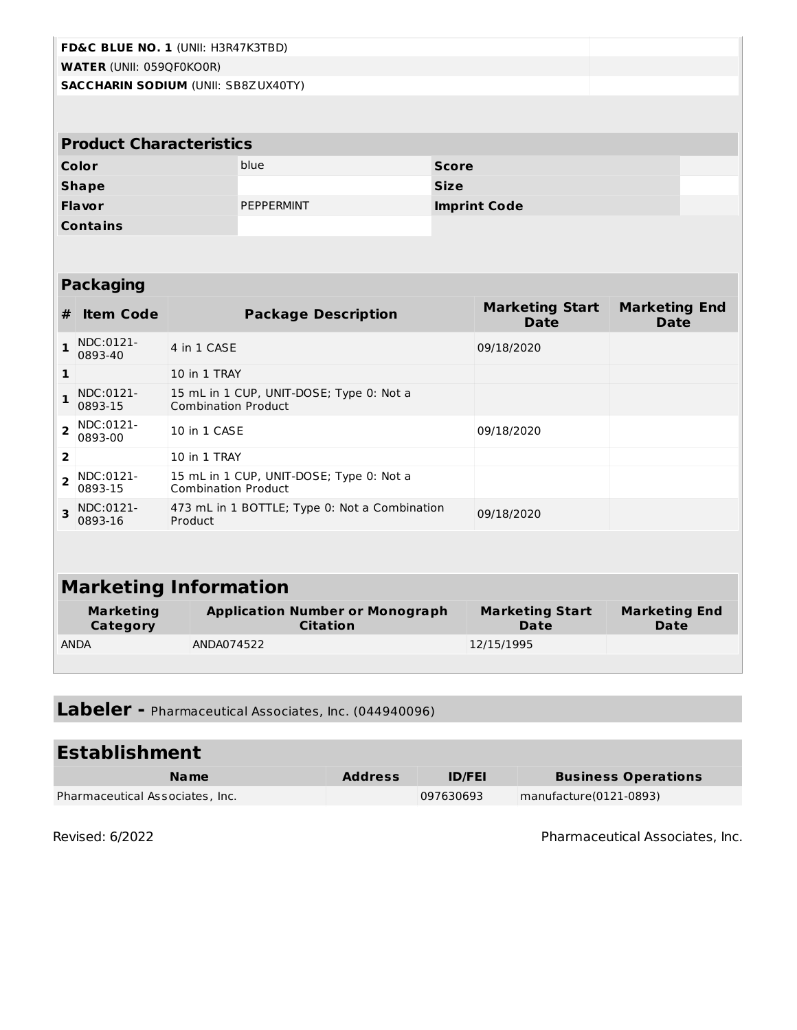| | |
|---|---|
| **FD&C BLUE NO. 1** (UNII: H3R47K3TBD) | |
| **WATER** (UNII: 059QF0KO0R) | |
| **SACCHARIN SODIUM** (UNII: SB8ZUX40TY) | |

| Product Characteristics | | | |
|---|---|---|---|
| **Color** | blue | **Score** | |
| **Shape** | | **Size** | |
| **Flavor** | PEPPERMINT | **Imprint Code** | |
| **Contains** | | | |

## Packaging

| # | Item Code | Package Description | Marketing Start Date | Marketing End Date |
|---|---|---|---|---|
| 1 | NDC:0121-0893-40 | 4 in 1 CASE | 09/18/2020 | |
| 1 | | 10 in 1 TRAY | | |
| 1 | NDC:0121-0893-15 | 15 mL in 1 CUP, UNIT-DOSE; Type 0: Not a Combination Product | | |
| 2 | NDC:0121-0893-00 | 10 in 1 CASE | 09/18/2020 | |
| 2 | | 10 in 1 TRAY | | |
| 2 | NDC:0121-0893-15 | 15 mL in 1 CUP, UNIT-DOSE; Type 0: Not a Combination Product | | |
| 3 | NDC:0121-0893-16 | 473 mL in 1 BOTTLE; Type 0: Not a Combination Product | 09/18/2020 | |

## Marketing Information

| Marketing Category | Application Number or Monograph Citation | Marketing Start Date | Marketing End Date |
|---|---|---|---|
| ANDA | ANDA074522 | 12/15/1995 | |

## Labeler - Pharmaceutical Associates, Inc. (044940096)

## Establishment

| Name | Address | ID/FEI | Business Operations |
|---|---|---|---|
| Pharmaceutical Associates, Inc. | | 097630693 | manufacture(0121-0893) |

Revised: 6/2022

Pharmaceutical Associates, Inc.